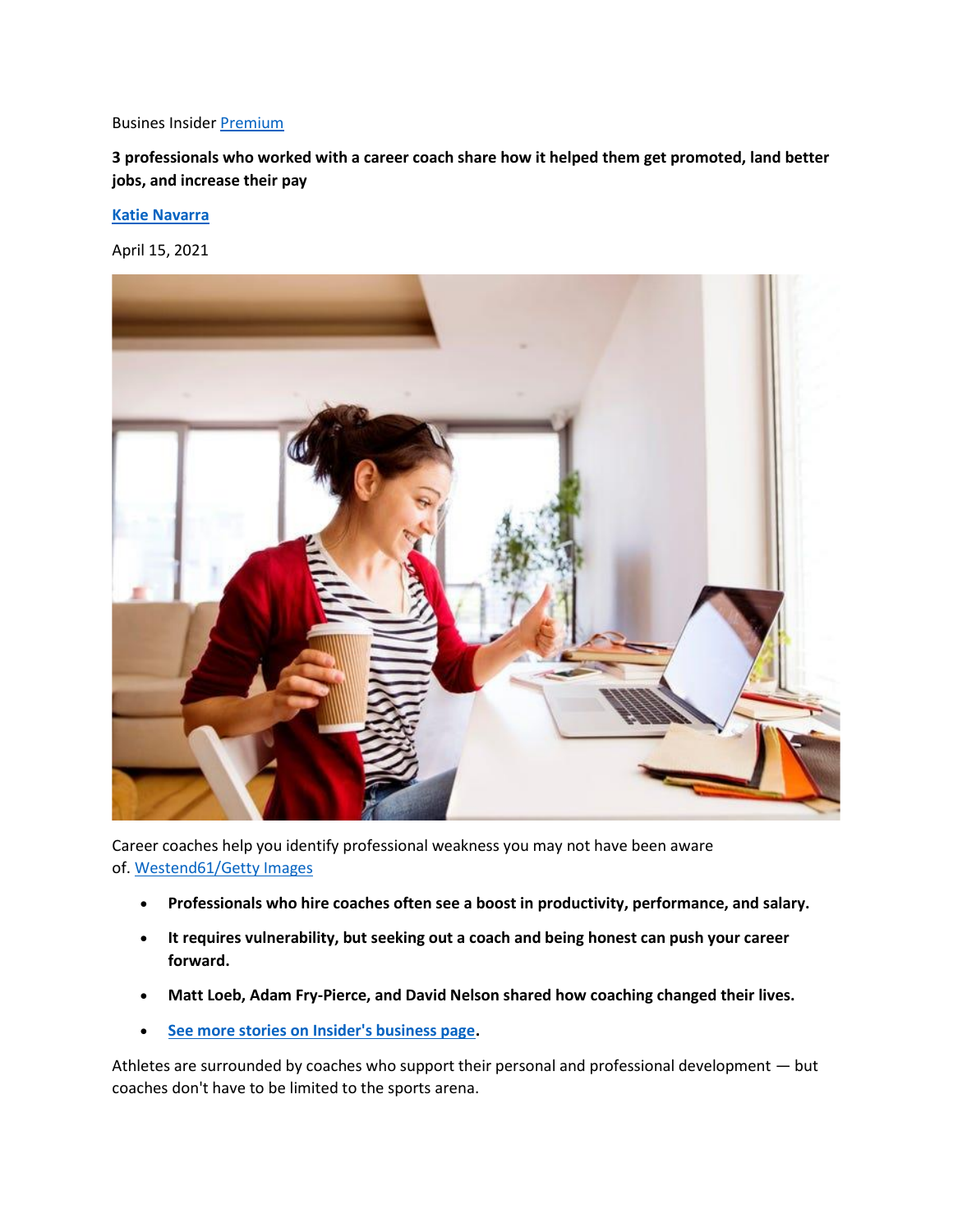Busines Insider [Premium]

**3 professionals who worked with a career coach share how it helped them get promoted, land better jobs, and increase their pay**

**[Katie Navarra]**

April 15, 2021

Career coaches help you identify professional weakness you may not have been aware of. [Westend61/Getty Images]

- **Professionals who hire coaches often see a boost in productivity, performance, and salary.**
- **It requires vulnerability, but seeking out a coach and being honest can push your career forward.**
- **Matt Loeb, Adam Fry-Pierce, and David Nelson shared how coaching changed their lives.**
- **[See more stories on Insider's business page].**

Athletes are surrounded by coaches who support their personal and professional development — but coaches don't have to be limited to the sports arena.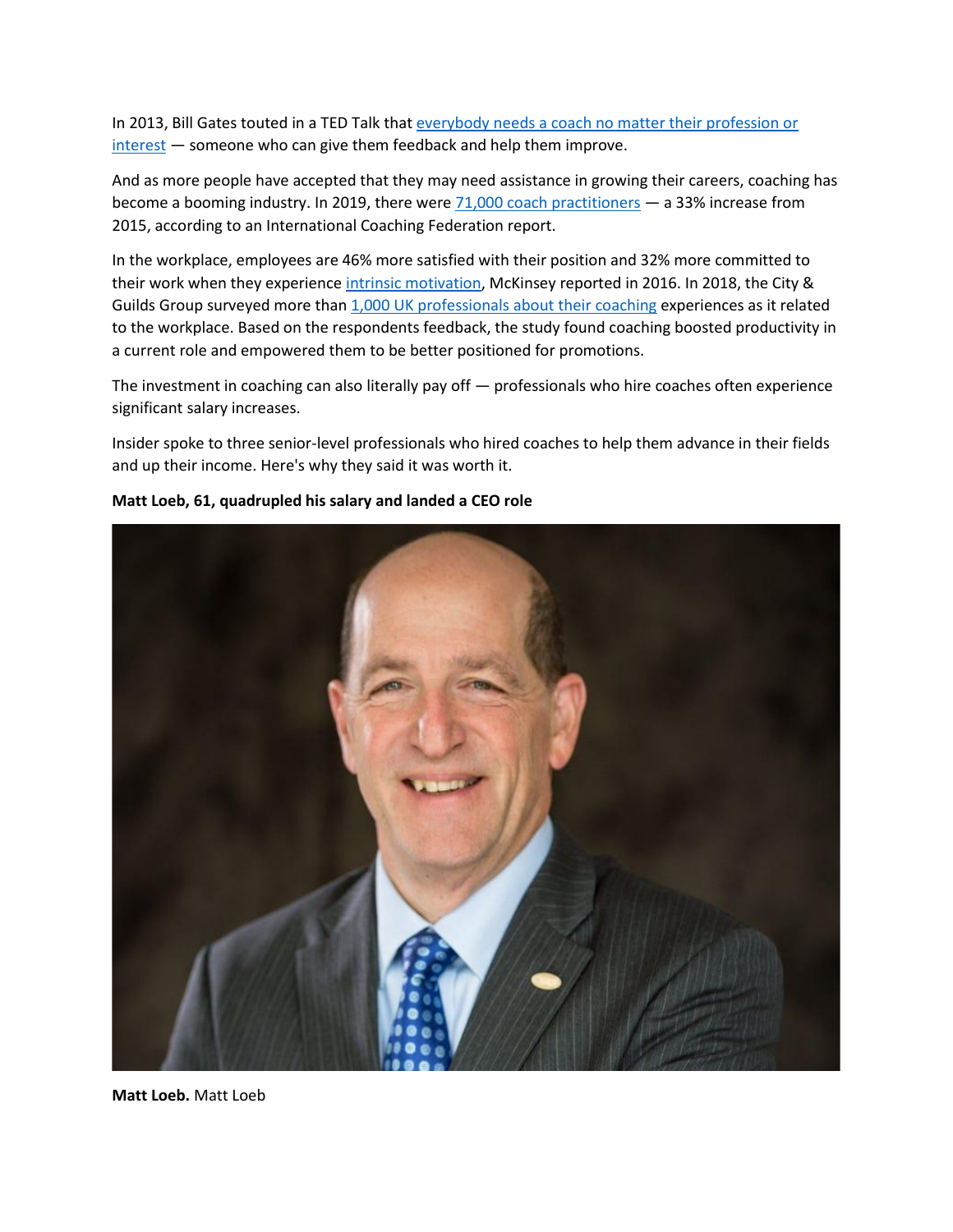In 2013, Bill Gates touted in a TED Talk that [everybody needs a coach no matter their profession or interest](#) — someone who can give them feedback and help them improve.

And as more people have accepted that they may need assistance in growing their careers, coaching has become a booming industry. In 2019, there were [71,000 coach practitioners](#) — a 33% increase from 2015, according to an International Coaching Federation report.

In the workplace, employees are 46% more satisfied with their position and 32% more committed to their work when they experience [intrinsic motivation](#), McKinsey reported in 2016. In 2018, the City & Guilds Group surveyed more than [1,000 UK professionals about their coaching](#) experiences as it related to the workplace. Based on the respondents feedback, the study found coaching boosted productivity in a current role and empowered them to be better positioned for promotions.

The investment in coaching can also literally pay off — professionals who hire coaches often experience significant salary increases.

Insider spoke to three senior-level professionals who hired coaches to help them advance in their fields and up their income. Here's why they said it was worth it.

**Matt Loeb, 61, quadrupled his salary and landed a CEO role**

**Matt Loeb.** Matt Loeb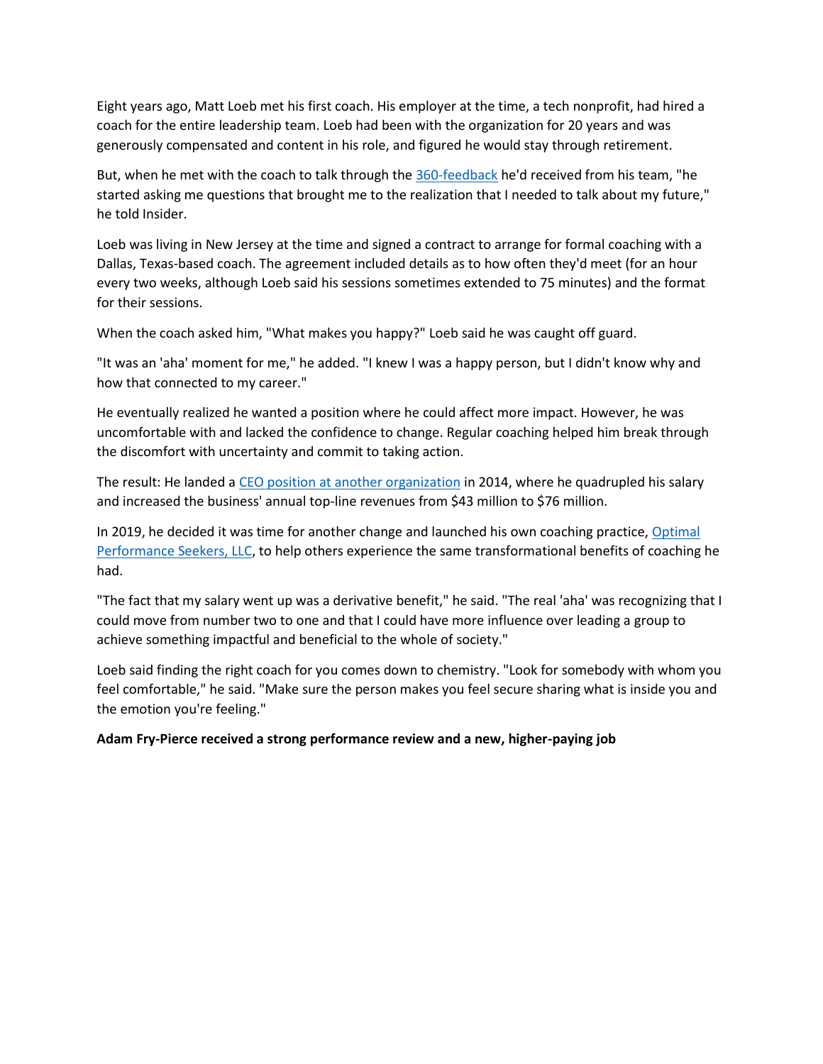Eight years ago, Matt Loeb met his first coach. His employer at the time, a tech nonprofit, had hired a coach for the entire leadership team. Loeb had been with the organization for 20 years and was generously compensated and content in his role, and figured he would stay through retirement.

But, when he met with the coach to talk through the [360-feedback]() he'd received from his team, "he started asking me questions that brought me to the realization that I needed to talk about my future," he told Insider.

Loeb was living in New Jersey at the time and signed a contract to arrange for formal coaching with a Dallas, Texas-based coach. The agreement included details as to how often they'd meet (for an hour every two weeks, although Loeb said his sessions sometimes extended to 75 minutes) and the format for their sessions.

When the coach asked him, "What makes you happy?" Loeb said he was caught off guard.

"It was an 'aha' moment for me," he added. "I knew I was a happy person, but I didn't know why and how that connected to my career."

He eventually realized he wanted a position where he could affect more impact. However, he was uncomfortable with and lacked the confidence to change. Regular coaching helped him break through the discomfort with uncertainty and commit to taking action.

The result: He landed a [CEO position at another organization]() in 2014, where he quadrupled his salary and increased the business' annual top-line revenues from $43 million to $76 million.

In 2019, he decided it was time for another change and launched his own coaching practice, [Optimal Performance Seekers, LLC](), to help others experience the same transformational benefits of coaching he had.

"The fact that my salary went up was a derivative benefit," he said. "The real 'aha' was recognizing that I could move from number two to one and that I could have more influence over leading a group to achieve something impactful and beneficial to the whole of society."

Loeb said finding the right coach for you comes down to chemistry. "Look for somebody with whom you feel comfortable," he said. "Make sure the person makes you feel secure sharing what is inside you and the emotion you're feeling."

**Adam Fry-Pierce received a strong performance review and a new, higher-paying job**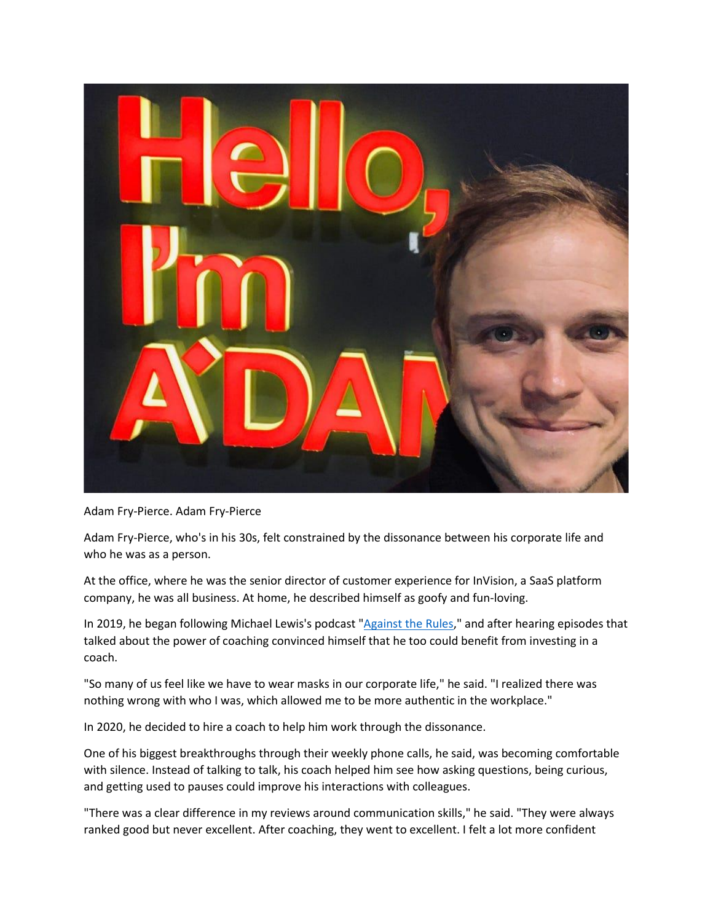Adam Fry-Pierce. Adam Fry-Pierce

Adam Fry-Pierce, who's in his 30s, felt constrained by the dissonance between his corporate life and who he was as a person.

At the office, where he was the senior director of customer experience for InVision, a SaaS platform company, he was all business. At home, he described himself as goofy and fun-loving.

In 2019, he began following Michael Lewis's podcast "[Against the Rules](Against the Rules)," and after hearing episodes that talked about the power of coaching convinced himself that he too could benefit from investing in a coach.

"So many of us feel like we have to wear masks in our corporate life," he said. "I realized there was nothing wrong with who I was, which allowed me to be more authentic in the workplace."

In 2020, he decided to hire a coach to help him work through the dissonance.

One of his biggest breakthroughs through their weekly phone calls, he said, was becoming comfortable with silence. Instead of talking to talk, his coach helped him see how asking questions, being curious, and getting used to pauses could improve his interactions with colleagues.

"There was a clear difference in my reviews around communication skills," he said. "They were always ranked good but never excellent. After coaching, they went to excellent. I felt a lot more confident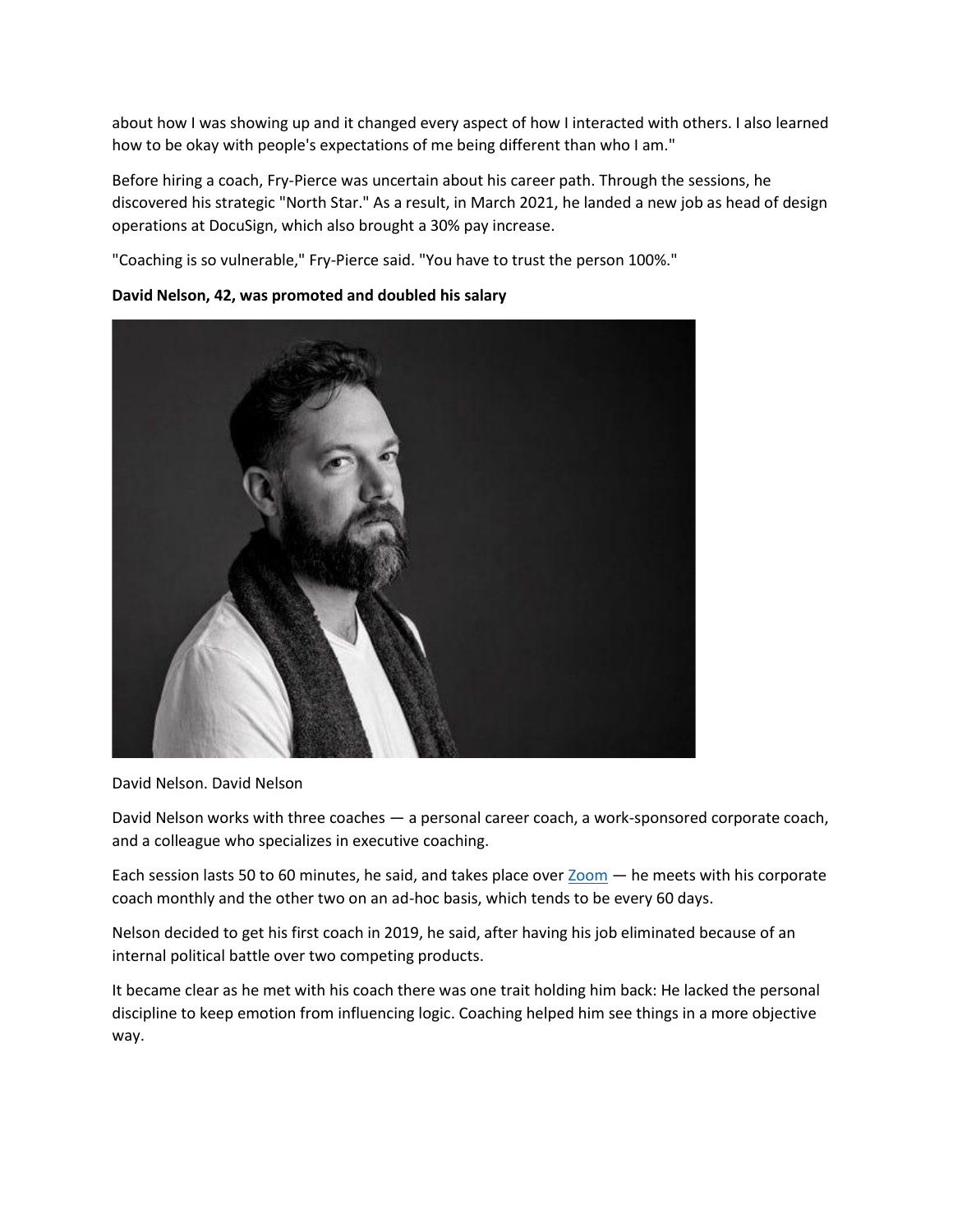about how I was showing up and it changed every aspect of how I interacted with others. I also learned how to be okay with people's expectations of me being different than who I am."

Before hiring a coach, Fry-Pierce was uncertain about his career path. Through the sessions, he discovered his strategic "North Star." As a result, in March 2021, he landed a new job as head of design operations at DocuSign, which also brought a 30% pay increase.

"Coaching is so vulnerable," Fry-Pierce said. "You have to trust the person 100%."

**David Nelson, 42, was promoted and doubled his salary**

David Nelson. David Nelson

David Nelson works with three coaches — a personal career coach, a work-sponsored corporate coach, and a colleague who specializes in executive coaching.

Each session lasts 50 to 60 minutes, he said, and takes place over Zoom — he meets with his corporate coach monthly and the other two on an ad-hoc basis, which tends to be every 60 days.

Nelson decided to get his first coach in 2019, he said, after having his job eliminated because of an internal political battle over two competing products.

It became clear as he met with his coach there was one trait holding him back: He lacked the personal discipline to keep emotion from influencing logic. Coaching helped him see things in a more objective way.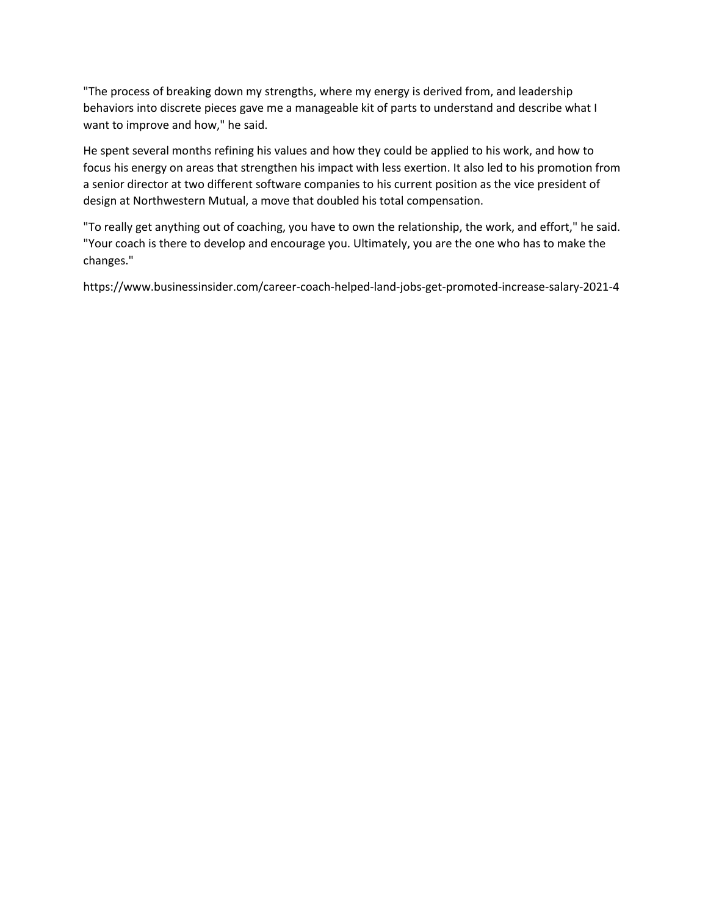"The process of breaking down my strengths, where my energy is derived from, and leadership behaviors into discrete pieces gave me a manageable kit of parts to understand and describe what I want to improve and how," he said.

He spent several months refining his values and how they could be applied to his work, and how to focus his energy on areas that strengthen his impact with less exertion. It also led to his promotion from a senior director at two different software companies to his current position as the vice president of design at Northwestern Mutual, a move that doubled his total compensation.

"To really get anything out of coaching, you have to own the relationship, the work, and effort," he said. "Your coach is there to develop and encourage you. Ultimately, you are the one who has to make the changes."

https://www.businessinsider.com/career-coach-helped-land-jobs-get-promoted-increase-salary-2021-4